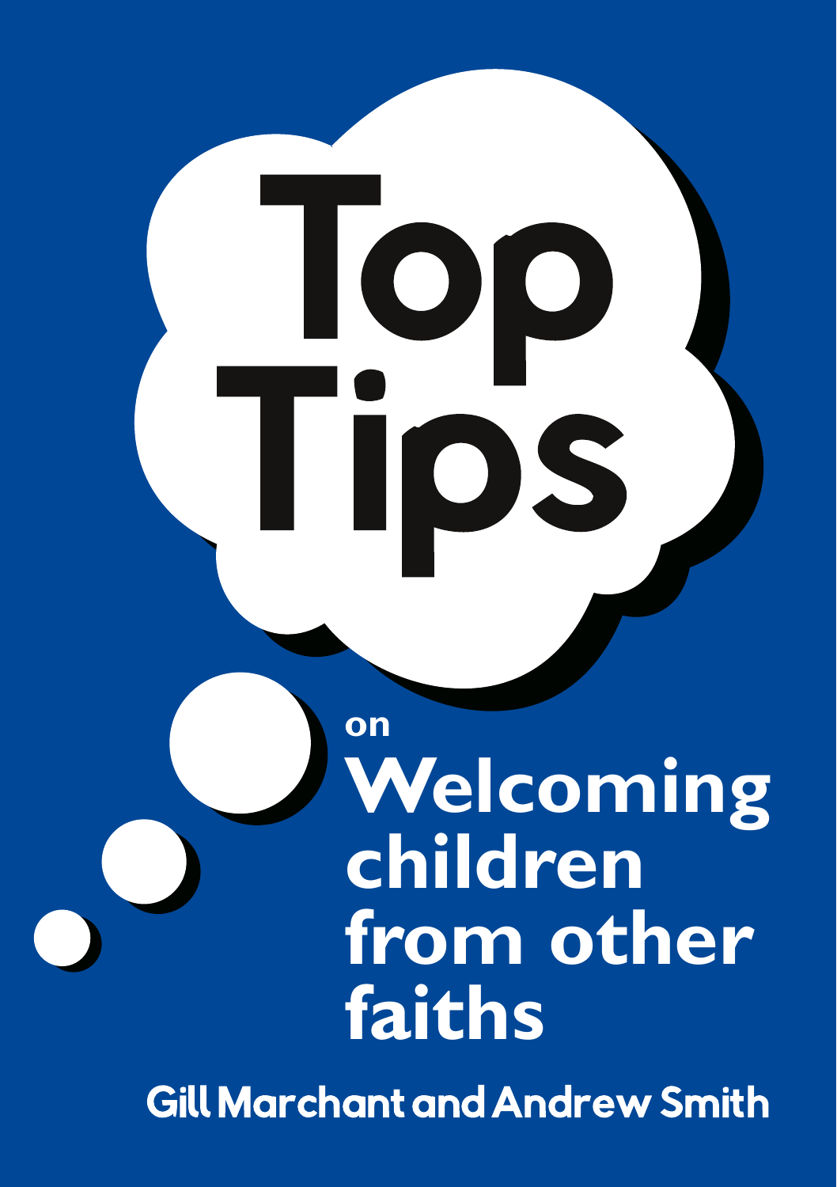# Top Tips

## on Welcoming children from other faiths

Gill Marchant and Andrew Smith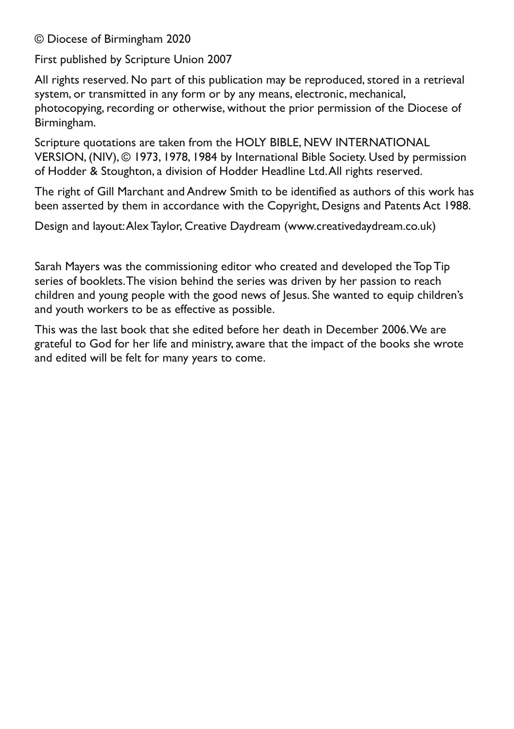© Diocese of Birmingham 2020

First published by Scripture Union 2007

All rights reserved. No part of this publication may be reproduced, stored in a retrieval system, or transmitted in any form or by any means, electronic, mechanical, photocopying, recording or otherwise, without the prior permission of the Diocese of Birmingham.

Scripture quotations are taken from the HOLY BIBLE, NEW INTERNATIONAL VERSION, (NIV), © 1973, 1978, 1984 by International Bible Society. Used by permission of Hodder & Stoughton, a division of Hodder Headline Ltd. All rights reserved.

The right of Gill Marchant and Andrew Smith to be identified as authors of this work has been asserted by them in accordance with the Copyright, Designs and Patents Act 1988.

Design and layout: Alex Taylor, Creative Daydream (www.creativedaydream.co.uk)

Sarah Mayers was the commissioning editor who created and developed the Top Tip series of booklets. The vision behind the series was driven by her passion to reach children and young people with the good news of Jesus. She wanted to equip children's and youth workers to be as effective as possible.

This was the last book that she edited before her death in December 2006. We are grateful to God for her life and ministry, aware that the impact of the books she wrote and edited will be felt for many years to come.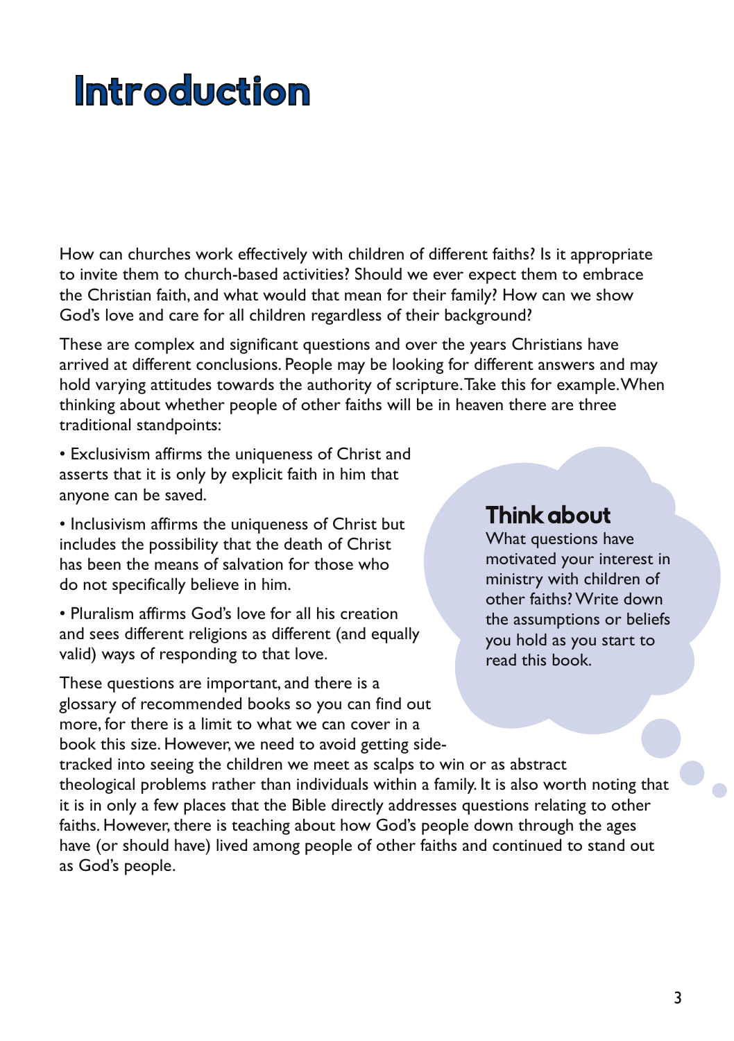# Introduction

How can churches work effectively with children of different faiths? Is it appropriate to invite them to church-based activities? Should we ever expect them to embrace the Christian faith, and what would that mean for their family? How can we show God's love and care for all children regardless of their background?

These are complex and significant questions and over the years Christians have arrived at different conclusions. People may be looking for different answers and may hold varying attitudes towards the authority of scripture. Take this for example. When thinking about whether people of other faiths will be in heaven there are three traditional standpoints:

- Exclusivism affirms the uniqueness of Christ and asserts that it is only by explicit faith in him that anyone can be saved.
- Inclusivism affirms the uniqueness of Christ but includes the possibility that the death of Christ has been the means of salvation for those who do not specifically believe in him.
- Pluralism affirms God's love for all his creation and sees different religions as different (and equally valid) ways of responding to that love.

These questions are important, and there is a glossary of recommended books so you can find out more, for there is a limit to what we can cover in a book this size. However, we need to avoid getting side-tracked into seeing the children we meet as scalps to win or as abstract theological problems rather than individuals within a family. It is also worth noting that it is in only a few places that the Bible directly addresses questions relating to other faiths. However, there is teaching about how God's people down through the ages have (or should have) lived among people of other faiths and continued to stand out as God's people.

## Think about

What questions have motivated your interest in ministry with children of other faiths? Write down the assumptions or beliefs you hold as you start to read this book.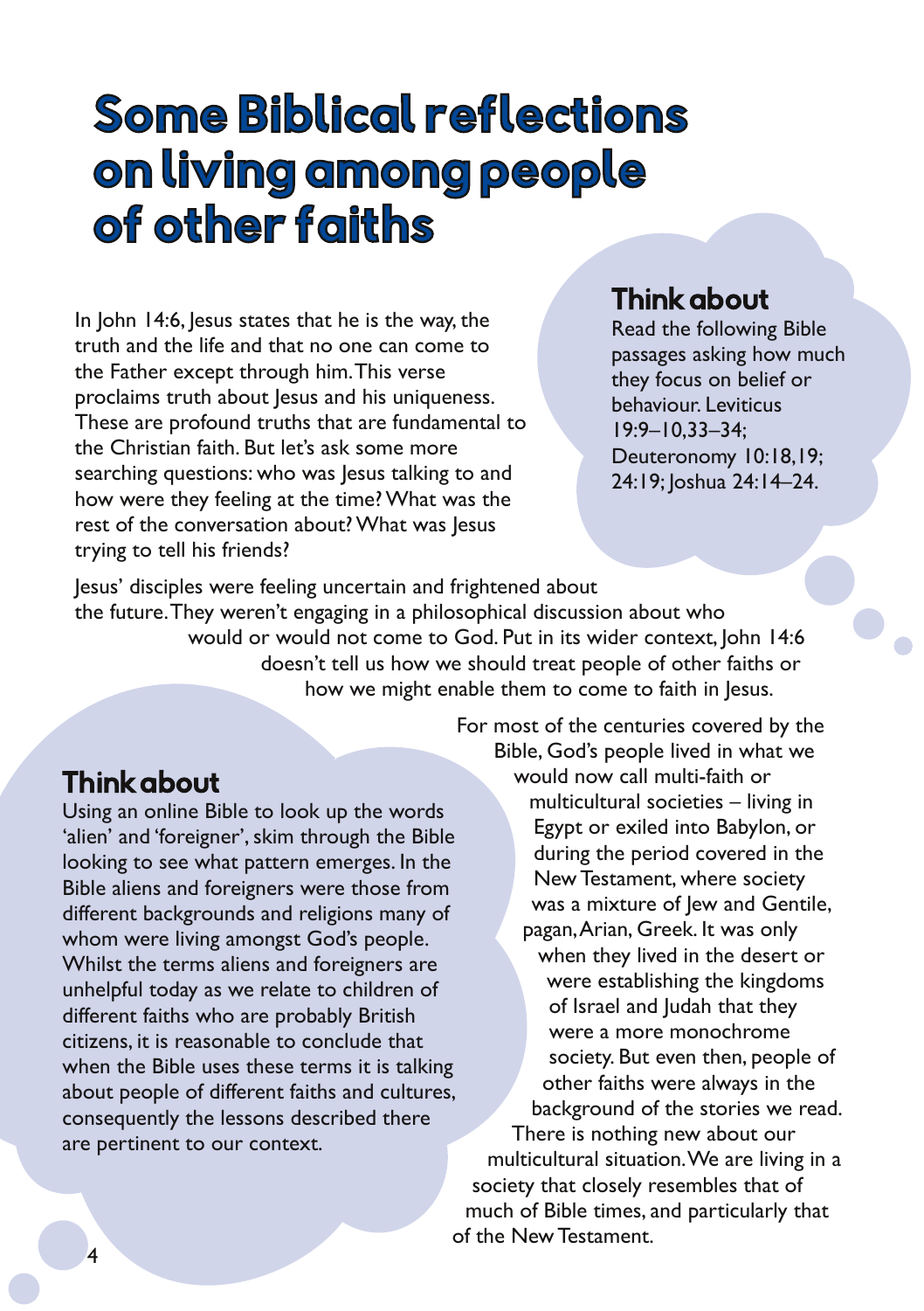# Some Biblical reflections on living among people of other faiths

In John 14:6, Jesus states that he is the way, the truth and the life and that no one can come to the Father except through him. This verse proclaims truth about Jesus and his uniqueness. These are profound truths that are fundamental to the Christian faith. But let's ask some more searching questions: who was Jesus talking to and how were they feeling at the time? What was the rest of the conversation about? What was Jesus trying to tell his friends?

### Think about

Read the following Bible passages asking how much they focus on belief or behaviour. Leviticus 19:9–10,33–34; Deuteronomy 10:18,19; 24:19; Joshua 24:14–24.

Jesus' disciples were feeling uncertain and frightened about the future. They weren't engaging in a philosophical discussion about who would or would not come to God. Put in its wider context, John 14:6 doesn't tell us how we should treat people of other faiths or how we might enable them to come to faith in Jesus.

### Think about

Using an online Bible to look up the words 'alien' and 'foreigner', skim through the Bible looking to see what pattern emerges. In the Bible aliens and foreigners were those from different backgrounds and religions many of whom were living amongst God's people. Whilst the terms aliens and foreigners are unhelpful today as we relate to children of different faiths who are probably British citizens, it is reasonable to conclude that when the Bible uses these terms it is talking about people of different faiths and cultures, consequently the lessons described there are pertinent to our context.

For most of the centuries covered by the Bible, God's people lived in what we would now call multi-faith or multicultural societies – living in Egypt or exiled into Babylon, or during the period covered in the New Testament, where society was a mixture of Jew and Gentile, pagan, Arian, Greek. It was only when they lived in the desert or were establishing the kingdoms of Israel and Judah that they were a more monochrome society. But even then, people of other faiths were always in the background of the stories we read. There is nothing new about our multicultural situation. We are living in a society that closely resembles that of much of Bible times, and particularly that of the New Testament.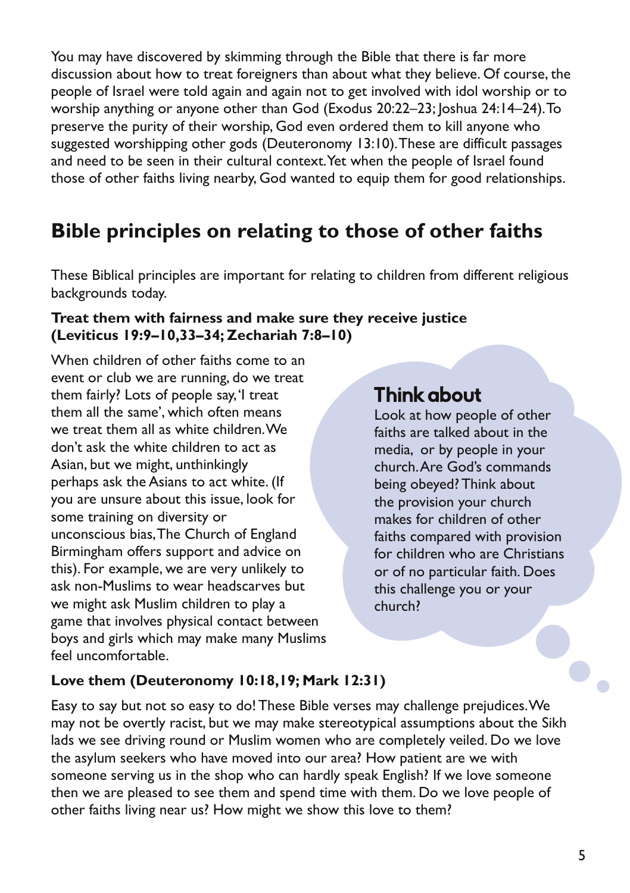You may have discovered by skimming through the Bible that there is far more discussion about how to treat foreigners than about what they believe. Of course, the people of Israel were told again and again not to get involved with idol worship or to worship anything or anyone other than God (Exodus 20:22–23; Joshua 24:14–24). To preserve the purity of their worship, God even ordered them to kill anyone who suggested worshipping other gods (Deuteronomy 13:10). These are difficult passages and need to be seen in their cultural context. Yet when the people of Israel found those of other faiths living nearby, God wanted to equip them for good relationships.

## Bible principles on relating to those of other faiths

These Biblical principles are important for relating to children from different religious backgrounds today.

**Treat them with fairness and make sure they receive justice (Leviticus 19:9–10,33–34; Zechariah 7:8–10)**

When children of other faiths come to an event or club we are running, do we treat them fairly? Lots of people say, 'I treat them all the same', which often means we treat them all as white children. We don't ask the white children to act as Asian, but we might, unthinkingly perhaps ask the Asians to act white. (If you are unsure about this issue, look for some training on diversity or unconscious bias, The Church of England Birmingham offers support and advice on this). For example, we are very unlikely to ask non-Muslims to wear headscarves but we might ask Muslim children to play a game that involves physical contact between boys and girls which may make many Muslims feel uncomfortable.

### Think about

Look at how people of other faiths are talked about in the media, or by people in your church. Are God's commands being obeyed? Think about the provision your church makes for children of other faiths compared with provision for children who are Christians or of no particular faith. Does this challenge you or your church?

**Love them (Deuteronomy 10:18,19; Mark 12:31)**

Easy to say but not so easy to do! These Bible verses may challenge prejudices. We may not be overtly racist, but we may make stereotypical assumptions about the Sikh lads we see driving round or Muslim women who are completely veiled. Do we love the asylum seekers who have moved into our area? How patient are we with someone serving us in the shop who can hardly speak English? If we love someone then we are pleased to see them and spend time with them. Do we love people of other faiths living near us? How might we show this love to them?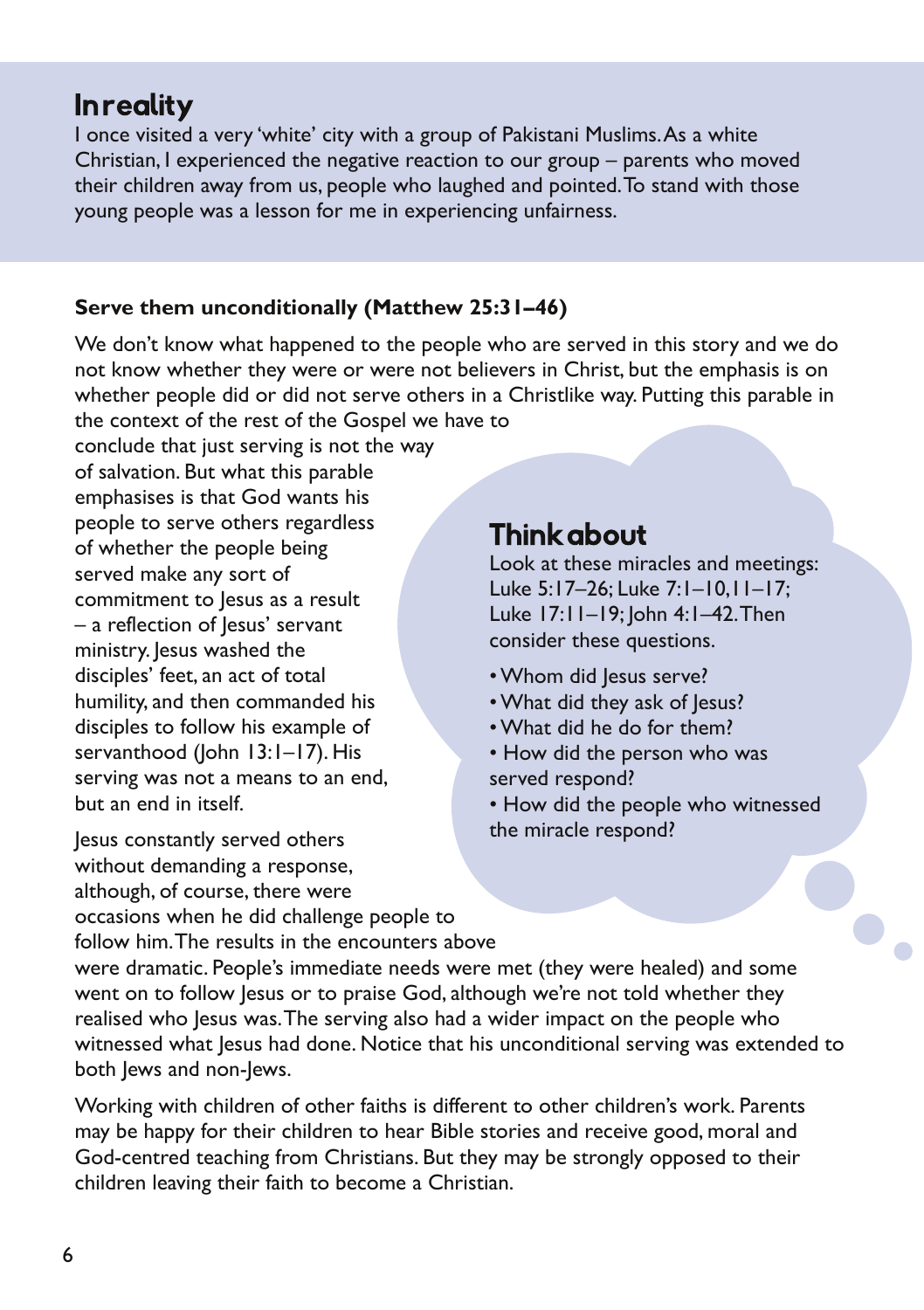## In reality

I once visited a very 'white' city with a group of Pakistani Muslims. As a white Christian, I experienced the negative reaction to our group – parents who moved their children away from us, people who laughed and pointed. To stand with those young people was a lesson for me in experiencing unfairness.

**Serve them unconditionally (Matthew 25:31–46)**

We don't know what happened to the people who are served in this story and we do not know whether they were or were not believers in Christ, but the emphasis is on whether people did or did not serve others in a Christlike way. Putting this parable in the context of the rest of the Gospel we have to conclude that just serving is not the way of salvation. But what this parable emphasises is that God wants his people to serve others regardless of whether the people being served make any sort of commitment to Jesus as a result – a reflection of Jesus' servant ministry. Jesus washed the disciples' feet, an act of total humility, and then commanded his disciples to follow his example of servanthood (John 13:1–17). His serving was not a means to an end, but an end in itself.

Jesus constantly served others without demanding a response, although, of course, there were occasions when he did challenge people to follow him. The results in the encounters above were dramatic. People's immediate needs were met (they were healed) and some went on to follow Jesus or to praise God, although we're not told whether they realised who Jesus was. The serving also had a wider impact on the people who witnessed what Jesus had done. Notice that his unconditional serving was extended to both Jews and non-Jews.

Working with children of other faiths is different to other children's work. Parents may be happy for their children to hear Bible stories and receive good, moral and God-centred teaching from Christians. But they may be strongly opposed to their children leaving their faith to become a Christian.

## Think about

Look at these miracles and meetings: Luke 5:17–26; Luke 7:1–10, 11–17; Luke 17:11–19; John 4:1–42. Then consider these questions.

- Whom did Jesus serve?
- What did they ask of Jesus?
- What did he do for them?
- How did the person who was served respond?
- How did the people who witnessed the miracle respond?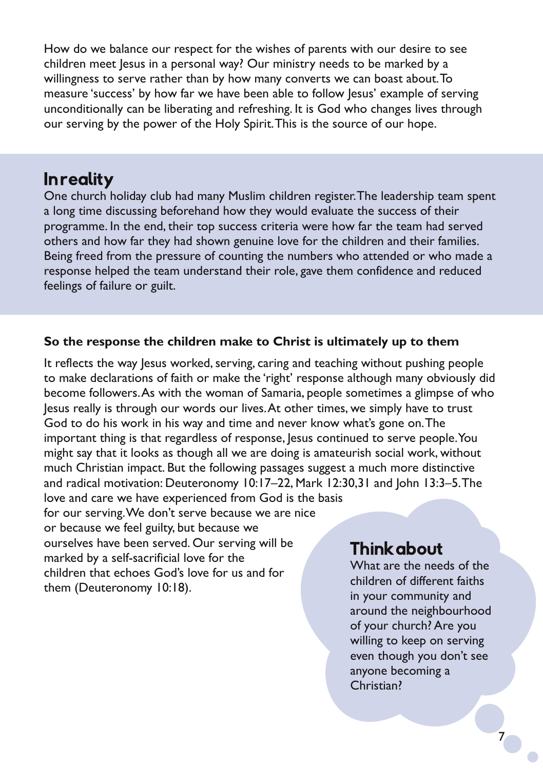How do we balance our respect for the wishes of parents with our desire to see children meet Jesus in a personal way? Our ministry needs to be marked by a willingness to serve rather than by how many converts we can boast about. To measure 'success' by how far we have been able to follow Jesus' example of serving unconditionally can be liberating and refreshing. It is God who changes lives through our serving by the power of the Holy Spirit. This is the source of our hope.

## In reality

One church holiday club had many Muslim children register. The leadership team spent a long time discussing beforehand how they would evaluate the success of their programme. In the end, their top success criteria were how far the team had served others and how far they had shown genuine love for the children and their families. Being freed from the pressure of counting the numbers who attended or who made a response helped the team understand their role, gave them confidence and reduced feelings of failure or guilt.

**So the response the children make to Christ is ultimately up to them**

It reflects the way Jesus worked, serving, caring and teaching without pushing people to make declarations of faith or make the 'right' response although many obviously did become followers. As with the woman of Samaria, people sometimes a glimpse of who Jesus really is through our words our lives. At other times, we simply have to trust God to do his work in his way and time and never know what's gone on. The important thing is that regardless of response, Jesus continued to serve people. You might say that it looks as though all we are doing is amateurish social work, without much Christian impact. But the following passages suggest a much more distinctive and radical motivation: Deuteronomy 10:17–22, Mark 12:30,31 and John 13:3–5. The love and care we have experienced from God is the basis for our serving. We don't serve because we are nice or because we feel guilty, but because we ourselves have been served. Our serving will be marked by a self-sacrificial love for the children that echoes God's love for us and for them (Deuteronomy 10:18).

## Think about

What are the needs of the children of different faiths in your community and around the neighbourhood of your church? Are you willing to keep on serving even though you don't see anyone becoming a Christian?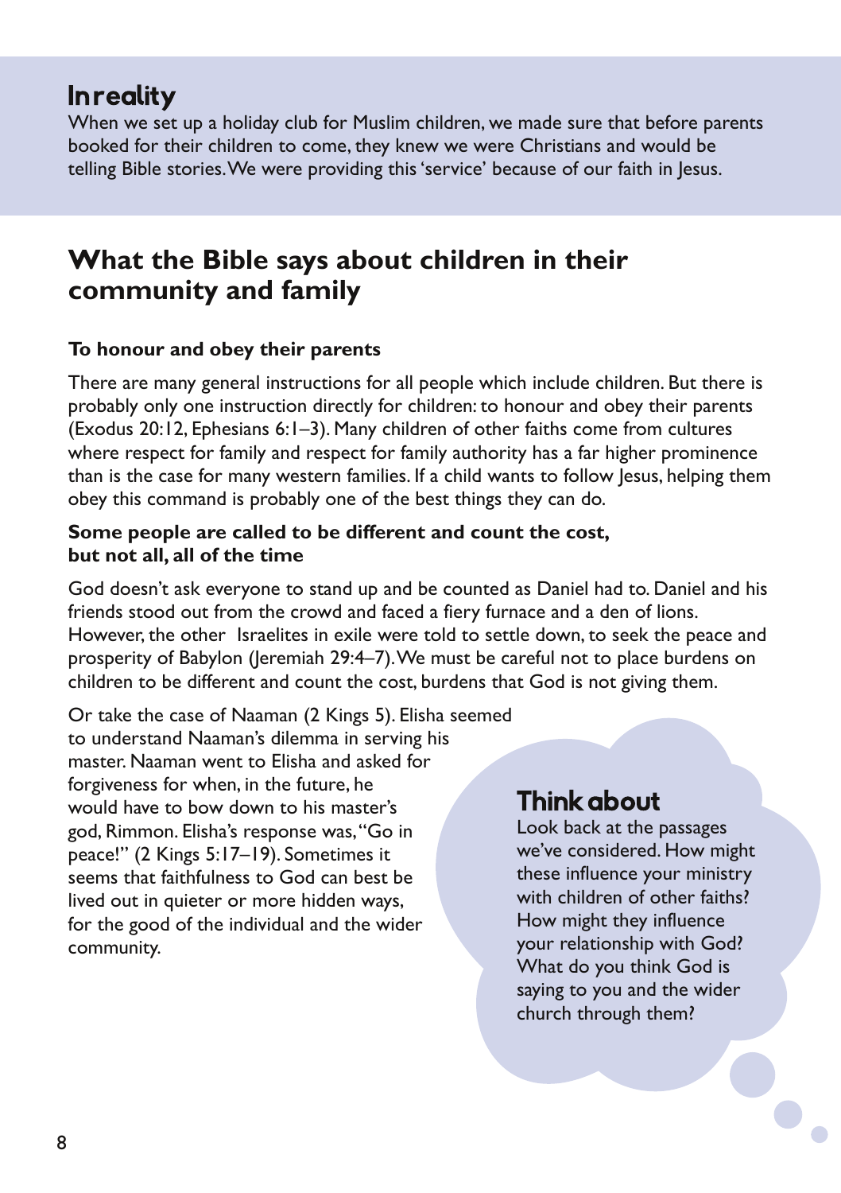## In reality

When we set up a holiday club for Muslim children, we made sure that before parents booked for their children to come, they knew we were Christians and would be telling Bible stories. We were providing this 'service' because of our faith in Jesus.

## What the Bible says about children in their community and family

**To honour and obey their parents**

There are many general instructions for all people which include children. But there is probably only one instruction directly for children: to honour and obey their parents (Exodus 20:12, Ephesians 6:1–3). Many children of other faiths come from cultures where respect for family and respect for family authority has a far higher prominence than is the case for many western families. If a child wants to follow Jesus, helping them obey this command is probably one of the best things they can do.

**Some people are called to be different and count the cost, but not all, all of the time**

God doesn't ask everyone to stand up and be counted as Daniel had to. Daniel and his friends stood out from the crowd and faced a fiery furnace and a den of lions. However, the other Israelites in exile were told to settle down, to seek the peace and prosperity of Babylon (Jeremiah 29:4–7). We must be careful not to place burdens on children to be different and count the cost, burdens that God is not giving them.

Or take the case of Naaman (2 Kings 5). Elisha seemed to understand Naaman's dilemma in serving his master. Naaman went to Elisha and asked for forgiveness for when, in the future, he would have to bow down to his master's god, Rimmon. Elisha's response was, "Go in peace!" (2 Kings 5:17–19). Sometimes it seems that faithfulness to God can best be lived out in quieter or more hidden ways, for the good of the individual and the wider community.

### Think about

Look back at the passages we've considered. How might these influence your ministry with children of other faiths? How might they influence your relationship with God? What do you think God is saying to you and the wider church through them?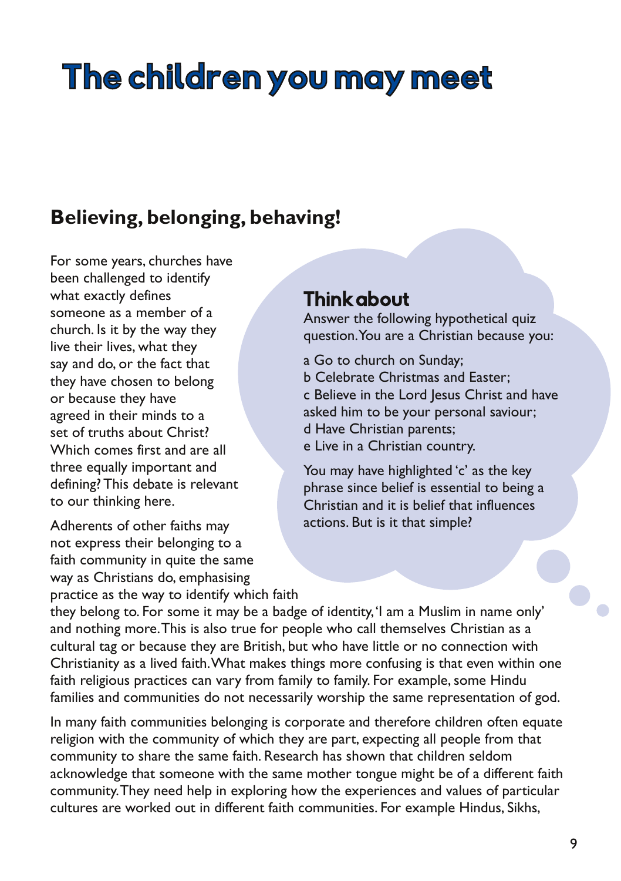# The children you may meet

## Believing, belonging, behaving!

For some years, churches have been challenged to identify what exactly defines someone as a member of a church. Is it by the way they live their lives, what they say and do, or the fact that they have chosen to belong or because they have agreed in their minds to a set of truths about Christ? Which comes first and are all three equally important and defining? This debate is relevant to our thinking here.

### Think about

Answer the following hypothetical quiz question. You are a Christian because you:

a Go to church on Sunday;
b Celebrate Christmas and Easter;
c Believe in the Lord Jesus Christ and have asked him to be your personal saviour;
d Have Christian parents;
e Live in a Christian country.

You may have highlighted 'c' as the key phrase since belief is essential to being a Christian and it is belief that influences actions. But is it that simple?

Adherents of other faiths may not express their belonging to a faith community in quite the same way as Christians do, emphasising practice as the way to identify which faith they belong to. For some it may be a badge of identity, 'I am a Muslim in name only' and nothing more. This is also true for people who call themselves Christian as a cultural tag or because they are British, but who have little or no connection with Christianity as a lived faith. What makes things more confusing is that even within one faith religious practices can vary from family to family. For example, some Hindu families and communities do not necessarily worship the same representation of god.

In many faith communities belonging is corporate and therefore children often equate religion with the community of which they are part, expecting all people from that community to share the same faith. Research has shown that children seldom acknowledge that someone with the same mother tongue might be of a different faith community. They need help in exploring how the experiences and values of particular cultures are worked out in different faith communities. For example Hindus, Sikhs,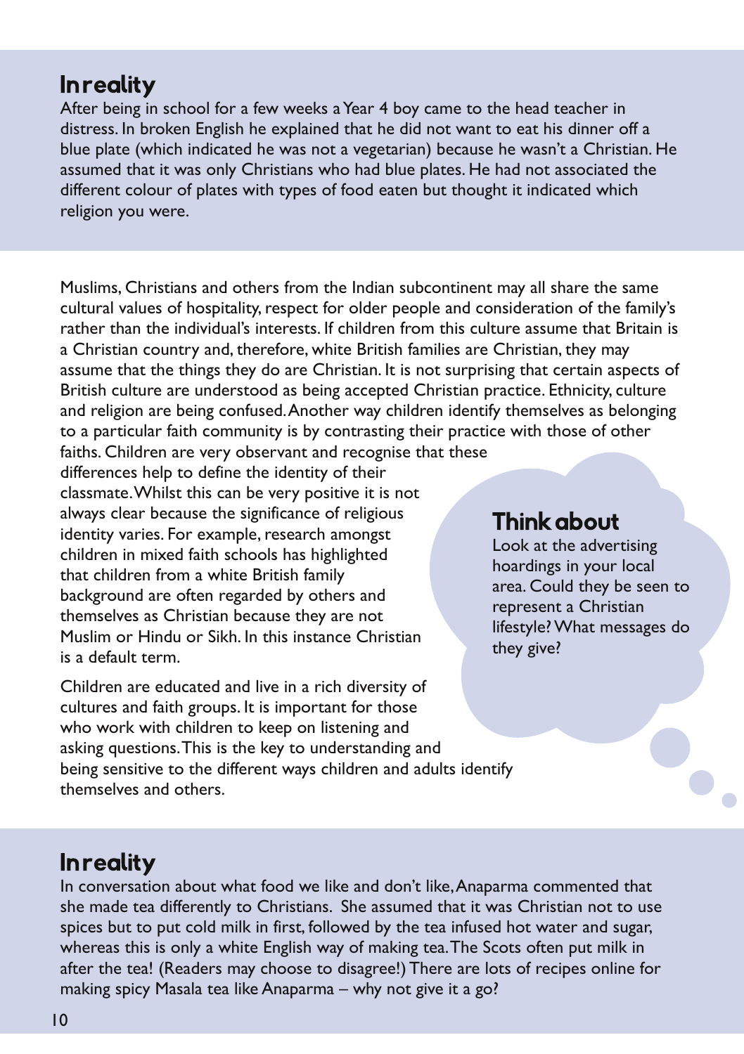## In reality

After being in school for a few weeks a Year 4 boy came to the head teacher in distress. In broken English he explained that he did not want to eat his dinner off a blue plate (which indicated he was not a vegetarian) because he wasn't a Christian. He assumed that it was only Christians who had blue plates. He had not associated the different colour of plates with types of food eaten but thought it indicated which religion you were.

Muslims, Christians and others from the Indian subcontinent may all share the same cultural values of hospitality, respect for older people and consideration of the family's rather than the individual's interests. If children from this culture assume that Britain is a Christian country and, therefore, white British families are Christian, they may assume that the things they do are Christian. It is not surprising that certain aspects of British culture are understood as being accepted Christian practice. Ethnicity, culture and religion are being confused. Another way children identify themselves as belonging to a particular faith community is by contrasting their practice with those of other faiths. Children are very observant and recognise that these differences help to define the identity of their classmate. Whilst this can be very positive it is not always clear because the significance of religious identity varies. For example, research amongst children in mixed faith schools has highlighted that children from a white British family background are often regarded by others and themselves as Christian because they are not Muslim or Hindu or Sikh. In this instance Christian is a default term.

Children are educated and live in a rich diversity of cultures and faith groups. It is important for those who work with children to keep on listening and asking questions. This is the key to understanding and being sensitive to the different ways children and adults identify themselves and others.

### Think about

Look at the advertising hoardings in your local area. Could they be seen to represent a Christian lifestyle? What messages do they give?

## In reality

In conversation about what food we like and don't like, Anaparma commented that she made tea differently to Christians. She assumed that it was Christian not to use spices but to put cold milk in first, followed by the tea infused hot water and sugar, whereas this is only a white English way of making tea. The Scots often put milk in after the tea! (Readers may choose to disagree!) There are lots of recipes online for making spicy Masala tea like Anaparma – why not give it a go?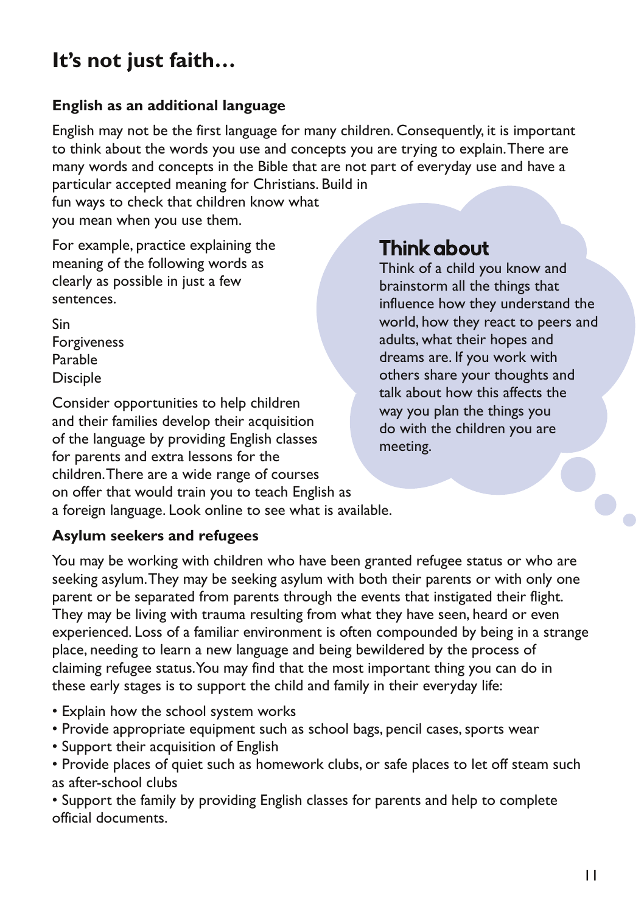# It's not just faith…

### English as an additional language

English may not be the first language for many children. Consequently, it is important to think about the words you use and concepts you are trying to explain. There are many words and concepts in the Bible that are not part of everyday use and have a particular accepted meaning for Christians. Build in fun ways to check that children know what you mean when you use them.

For example, practice explaining the meaning of the following words as clearly as possible in just a few sentences.

Sin
Forgiveness
Parable
Disciple

Consider opportunities to help children and their families develop their acquisition of the language by providing English classes for parents and extra lessons for the children. There are a wide range of courses on offer that would train you to teach English as a foreign language. Look online to see what is available.

## Think about

Think of a child you know and brainstorm all the things that influence how they understand the world, how they react to peers and adults, what their hopes and dreams are. If you work with others share your thoughts and talk about how this affects the way you plan the things you do with the children you are meeting.

### Asylum seekers and refugees

You may be working with children who have been granted refugee status or who are seeking asylum. They may be seeking asylum with both their parents or with only one parent or be separated from parents through the events that instigated their flight. They may be living with trauma resulting from what they have seen, heard or even experienced. Loss of a familiar environment is often compounded by being in a strange place, needing to learn a new language and being bewildered by the process of claiming refugee status. You may find that the most important thing you can do in these early stages is to support the child and family in their everyday life:

- Explain how the school system works
- Provide appropriate equipment such as school bags, pencil cases, sports wear
- Support their acquisition of English
- Provide places of quiet such as homework clubs, or safe places to let off steam such as after-school clubs
- Support the family by providing English classes for parents and help to complete official documents.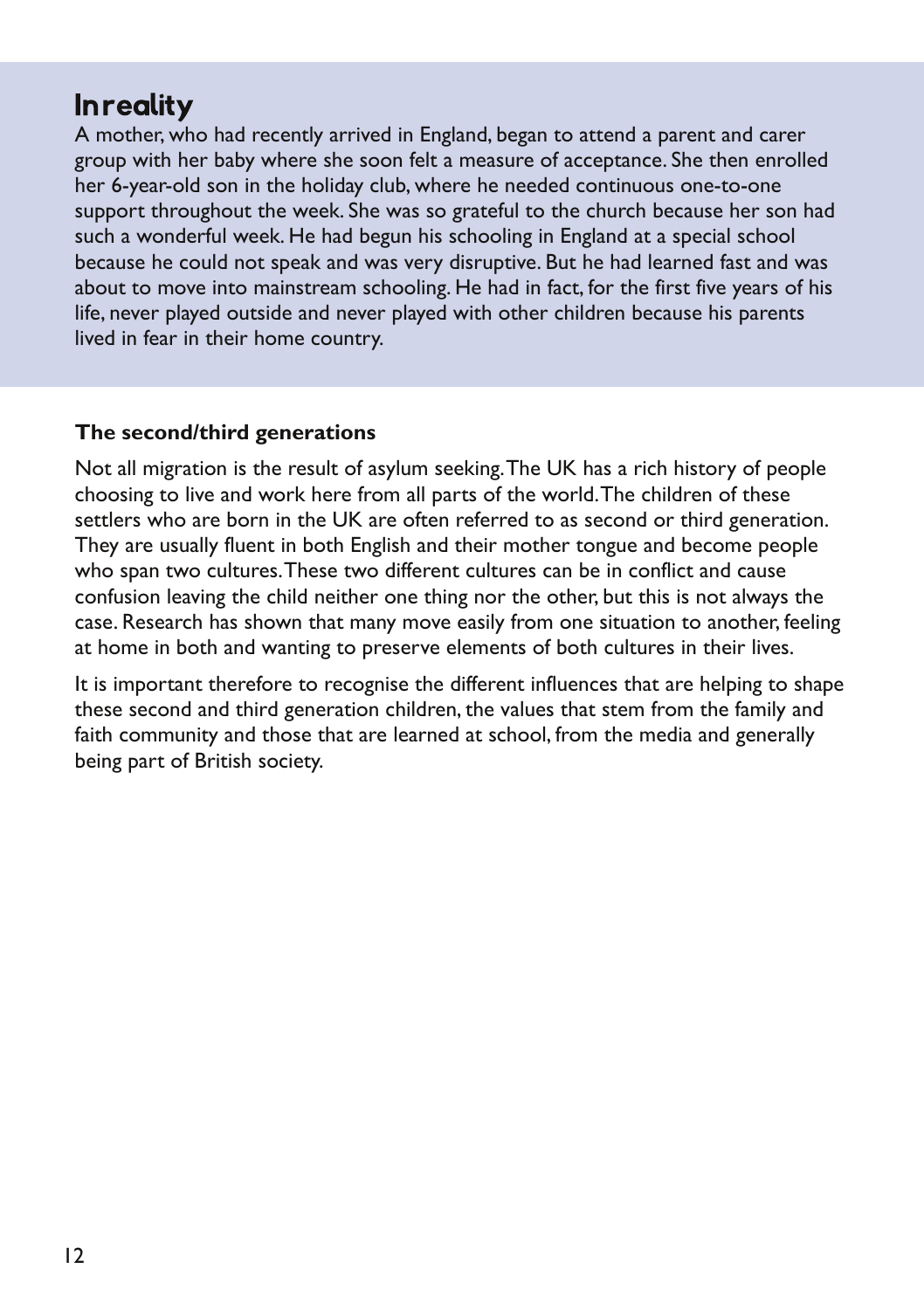## In reality

A mother, who had recently arrived in England, began to attend a parent and carer group with her baby where she soon felt a measure of acceptance. She then enrolled her 6-year-old son in the holiday club, where he needed continuous one-to-one support throughout the week. She was so grateful to the church because her son had such a wonderful week. He had begun his schooling in England at a special school because he could not speak and was very disruptive. But he had learned fast and was about to move into mainstream schooling. He had in fact, for the first five years of his life, never played outside and never played with other children because his parents lived in fear in their home country.

**The second/third generations**

Not all migration is the result of asylum seeking. The UK has a rich history of people choosing to live and work here from all parts of the world. The children of these settlers who are born in the UK are often referred to as second or third generation. They are usually fluent in both English and their mother tongue and become people who span two cultures. These two different cultures can be in conflict and cause confusion leaving the child neither one thing nor the other, but this is not always the case. Research has shown that many move easily from one situation to another, feeling at home in both and wanting to preserve elements of both cultures in their lives.

It is important therefore to recognise the different influences that are helping to shape these second and third generation children, the values that stem from the family and faith community and those that are learned at school, from the media and generally being part of British society.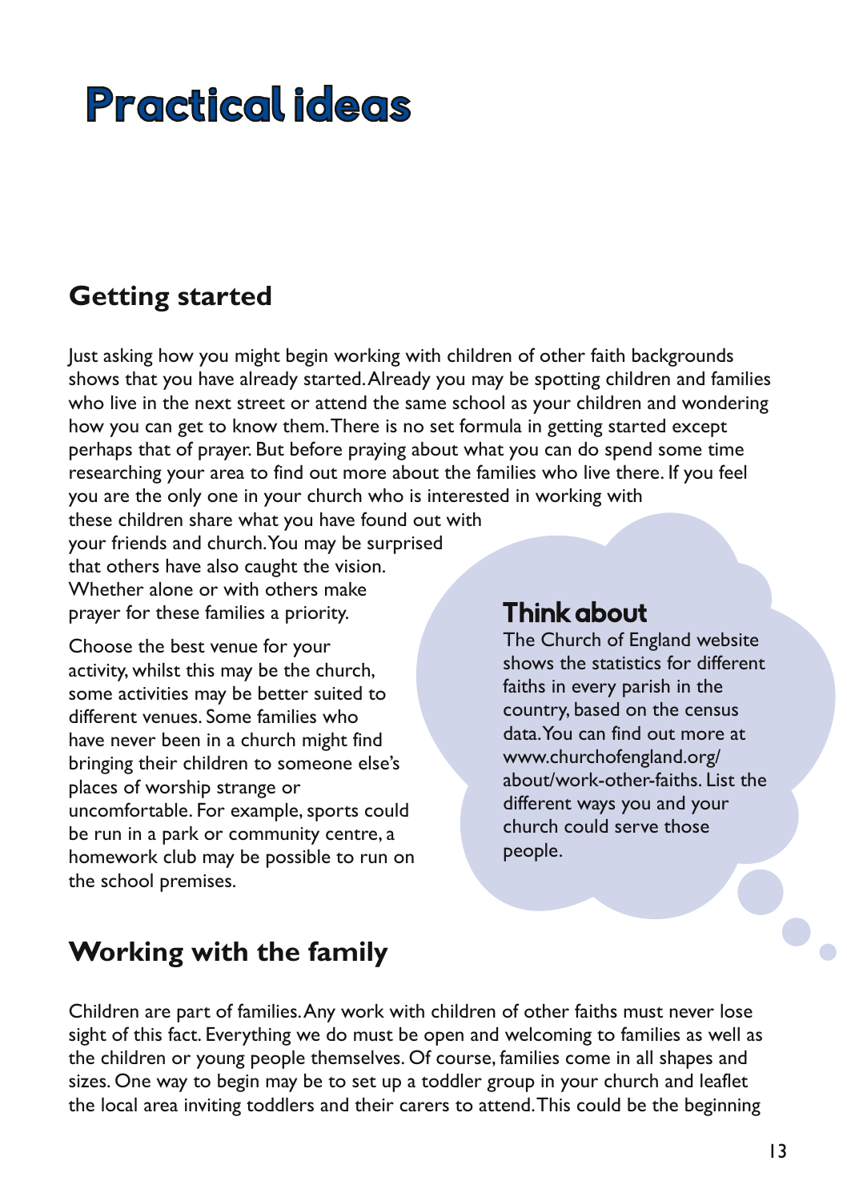# Practical ideas

## Getting started

Just asking how you might begin working with children of other faith backgrounds shows that you have already started. Already you may be spotting children and families who live in the next street or attend the same school as your children and wondering how you can get to know them. There is no set formula in getting started except perhaps that of prayer. But before praying about what you can do spend some time researching your area to find out more about the families who live there. If you feel you are the only one in your church who is interested in working with these children share what you have found out with your friends and church. You may be surprised that others have also caught the vision. Whether alone or with others make prayer for these families a priority.

Choose the best venue for your activity, whilst this may be the church, some activities may be better suited to different venues. Some families who have never been in a church might find bringing their children to someone else's places of worship strange or uncomfortable. For example, sports could be run in a park or community centre, a homework club may be possible to run on the school premises.

### Think about

The Church of England website shows the statistics for different faiths in every parish in the country, based on the census data. You can find out more at www.churchofengland.org/about/work-other-faiths. List the different ways you and your church could serve those people.

## Working with the family

Children are part of families. Any work with children of other faiths must never lose sight of this fact. Everything we do must be open and welcoming to families as well as the children or young people themselves. Of course, families come in all shapes and sizes. One way to begin may be to set up a toddler group in your church and leaflet the local area inviting toddlers and their carers to attend. This could be the beginning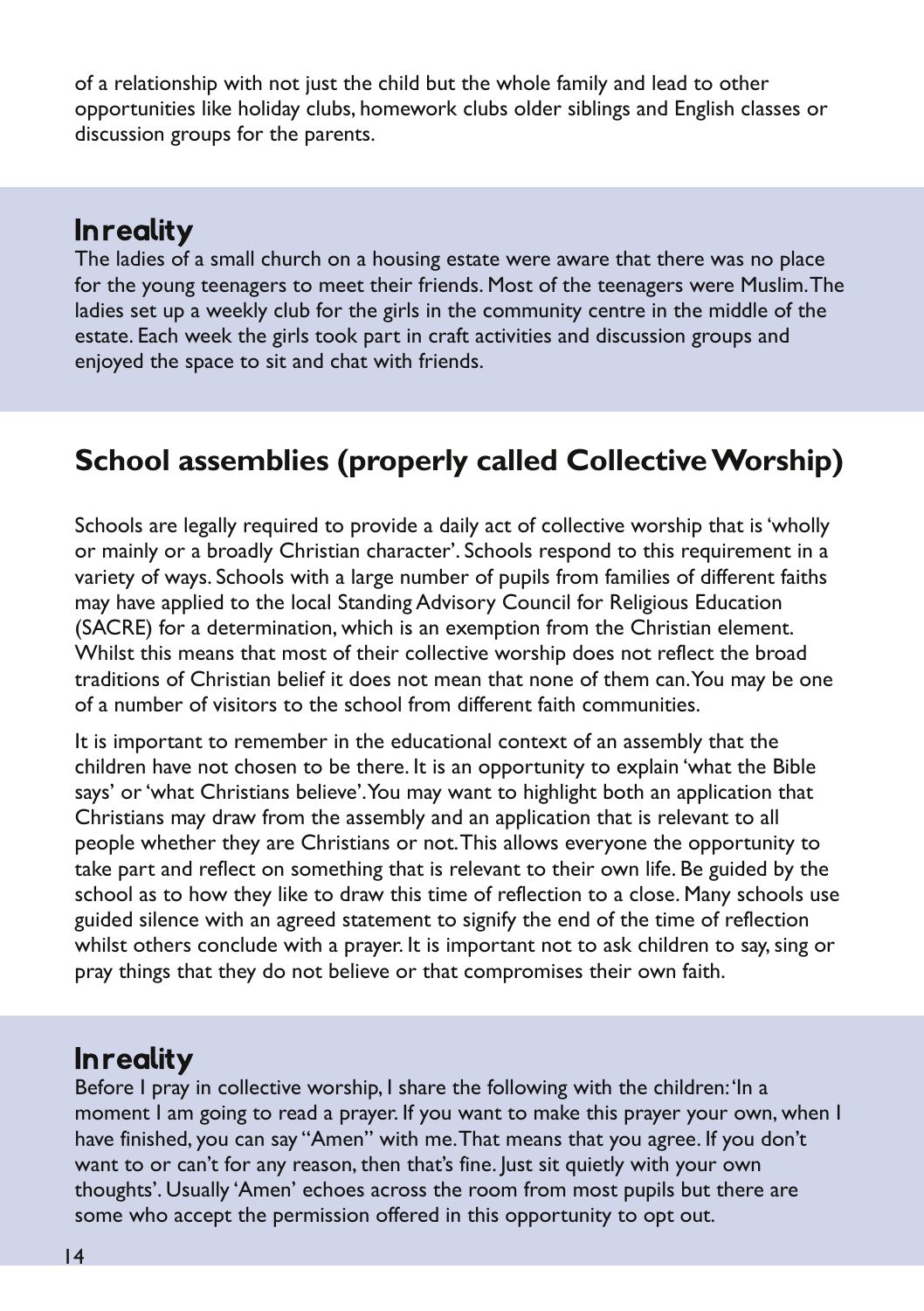of a relationship with not just the child but the whole family and lead to other opportunities like holiday clubs, homework clubs older siblings and English classes or discussion groups for the parents.

### In reality

The ladies of a small church on a housing estate were aware that there was no place for the young teenagers to meet their friends. Most of the teenagers were Muslim. The ladies set up a weekly club for the girls in the community centre in the middle of the estate. Each week the girls took part in craft activities and discussion groups and enjoyed the space to sit and chat with friends.

## School assemblies (properly called Collective Worship)

Schools are legally required to provide a daily act of collective worship that is 'wholly or mainly or a broadly Christian character'. Schools respond to this requirement in a variety of ways. Schools with a large number of pupils from families of different faiths may have applied to the local Standing Advisory Council for Religious Education (SACRE) for a determination, which is an exemption from the Christian element. Whilst this means that most of their collective worship does not reflect the broad traditions of Christian belief it does not mean that none of them can. You may be one of a number of visitors to the school from different faith communities.

It is important to remember in the educational context of an assembly that the children have not chosen to be there. It is an opportunity to explain 'what the Bible says' or 'what Christians believe'. You may want to highlight both an application that Christians may draw from the assembly and an application that is relevant to all people whether they are Christians or not. This allows everyone the opportunity to take part and reflect on something that is relevant to their own life. Be guided by the school as to how they like to draw this time of reflection to a close. Many schools use guided silence with an agreed statement to signify the end of the time of reflection whilst others conclude with a prayer. It is important not to ask children to say, sing or pray things that they do not believe or that compromises their own faith.

### In reality

Before I pray in collective worship, I share the following with the children: 'In a moment I am going to read a prayer. If you want to make this prayer your own, when I have finished, you can say "Amen" with me. That means that you agree. If you don't want to or can't for any reason, then that's fine. Just sit quietly with your own thoughts'. Usually 'Amen' echoes across the room from most pupils but there are some who accept the permission offered in this opportunity to opt out.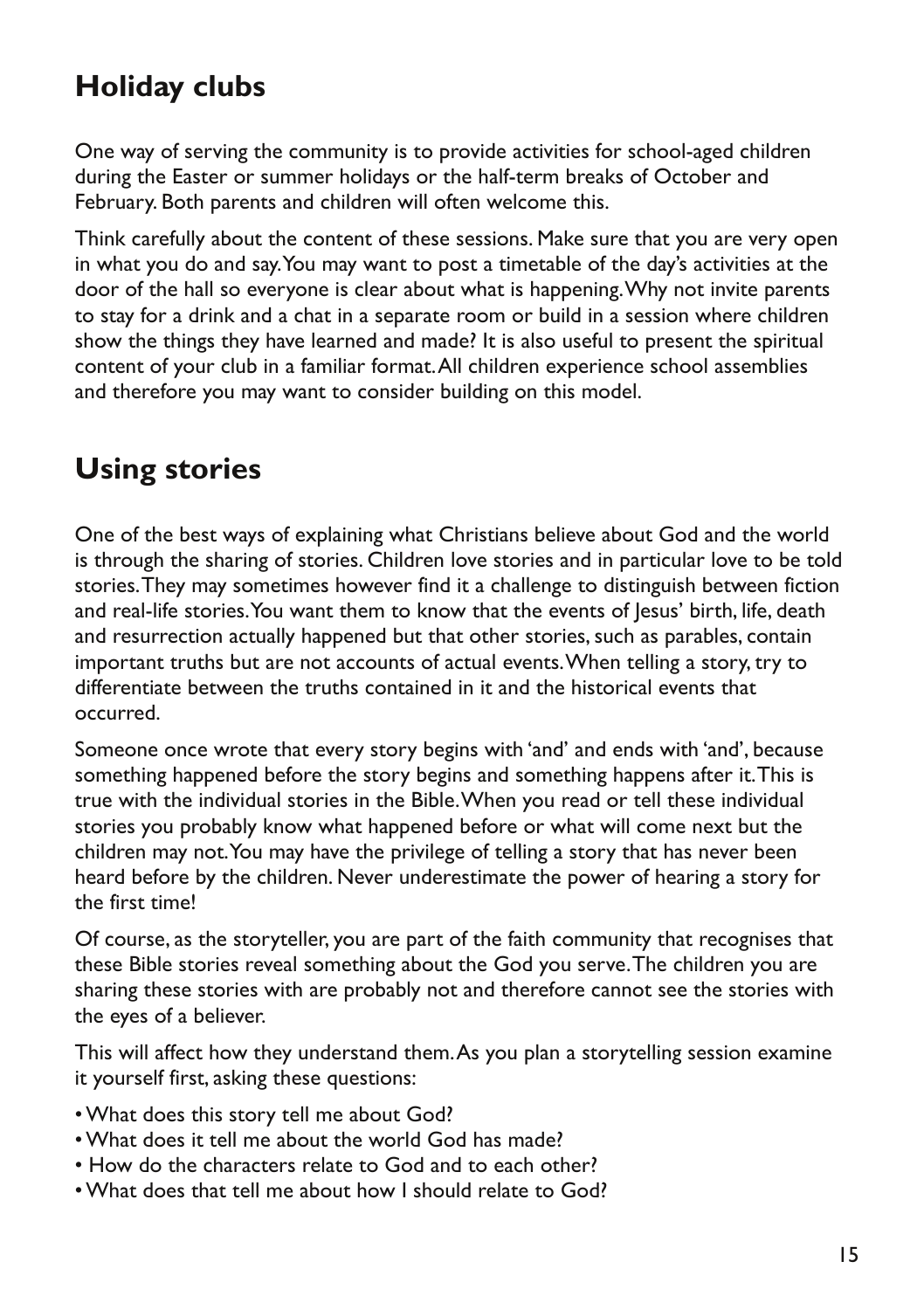## Holiday clubs

One way of serving the community is to provide activities for school-aged children during the Easter or summer holidays or the half-term breaks of October and February. Both parents and children will often welcome this.

Think carefully about the content of these sessions. Make sure that you are very open in what you do and say. You may want to post a timetable of the day's activities at the door of the hall so everyone is clear about what is happening. Why not invite parents to stay for a drink and a chat in a separate room or build in a session where children show the things they have learned and made? It is also useful to present the spiritual content of your club in a familiar format. All children experience school assemblies and therefore you may want to consider building on this model.

## Using stories

One of the best ways of explaining what Christians believe about God and the world is through the sharing of stories. Children love stories and in particular love to be told stories. They may sometimes however find it a challenge to distinguish between fiction and real-life stories. You want them to know that the events of Jesus' birth, life, death and resurrection actually happened but that other stories, such as parables, contain important truths but are not accounts of actual events. When telling a story, try to differentiate between the truths contained in it and the historical events that occurred.

Someone once wrote that every story begins with 'and' and ends with 'and', because something happened before the story begins and something happens after it. This is true with the individual stories in the Bible. When you read or tell these individual stories you probably know what happened before or what will come next but the children may not. You may have the privilege of telling a story that has never been heard before by the children. Never underestimate the power of hearing a story for the first time!

Of course, as the storyteller, you are part of the faith community that recognises that these Bible stories reveal something about the God you serve. The children you are sharing these stories with are probably not and therefore cannot see the stories with the eyes of a believer.

This will affect how they understand them. As you plan a storytelling session examine it yourself first, asking these questions:

- What does this story tell me about God?
- What does it tell me about the world God has made?
- How do the characters relate to God and to each other?
- What does that tell me about how I should relate to God?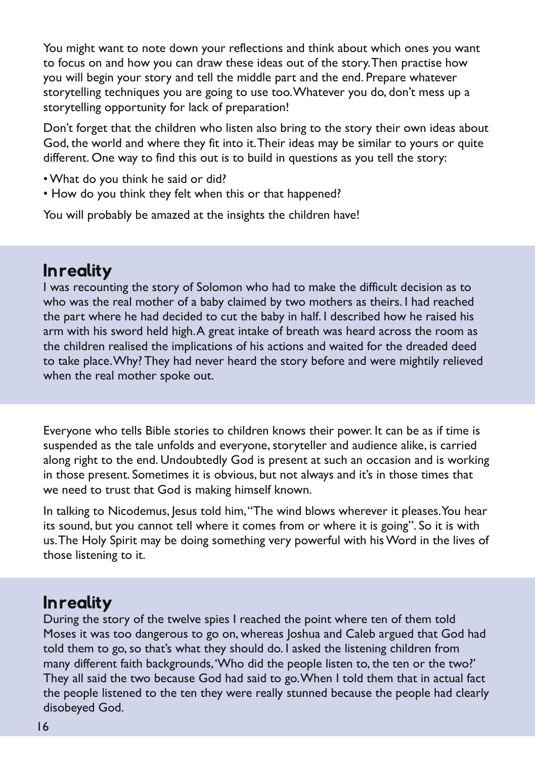You might want to note down your reflections and think about which ones you want to focus on and how you can draw these ideas out of the story. Then practise how you will begin your story and tell the middle part and the end. Prepare whatever storytelling techniques you are going to use too. Whatever you do, don't mess up a storytelling opportunity for lack of preparation!

Don't forget that the children who listen also bring to the story their own ideas about God, the world and where they fit into it. Their ideas may be similar to yours or quite different. One way to find this out is to build in questions as you tell the story:

- What do you think he said or did?
- How do you think they felt when this or that happened?

You will probably be amazed at the insights the children have!

## In reality

I was recounting the story of Solomon who had to make the difficult decision as to who was the real mother of a baby claimed by two mothers as theirs. I had reached the part where he had decided to cut the baby in half. I described how he raised his arm with his sword held high. A great intake of breath was heard across the room as the children realised the implications of his actions and waited for the dreaded deed to take place. Why? They had never heard the story before and were mightily relieved when the real mother spoke out.

Everyone who tells Bible stories to children knows their power. It can be as if time is suspended as the tale unfolds and everyone, storyteller and audience alike, is carried along right to the end. Undoubtedly God is present at such an occasion and is working in those present. Sometimes it is obvious, but not always and it's in those times that we need to trust that God is making himself known.

In talking to Nicodemus, Jesus told him, "The wind blows wherever it pleases. You hear its sound, but you cannot tell where it comes from or where it is going". So it is with us. The Holy Spirit may be doing something very powerful with his Word in the lives of those listening to it.

## In reality

During the story of the twelve spies I reached the point where ten of them told Moses it was too dangerous to go on, whereas Joshua and Caleb argued that God had told them to go, so that's what they should do. I asked the listening children from many different faith backgrounds, 'Who did the people listen to, the ten or the two?' They all said the two because God had said to go. When I told them that in actual fact the people listened to the ten they were really stunned because the people had clearly disobeyed God.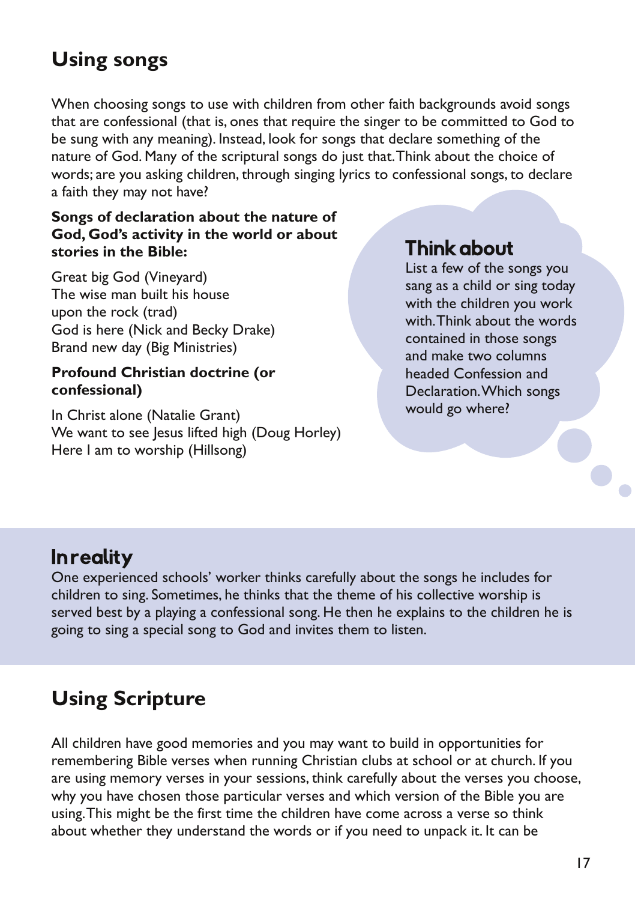## Using songs

When choosing songs to use with children from other faith backgrounds avoid songs that are confessional (that is, ones that require the singer to be committed to God to be sung with any meaning). Instead, look for songs that declare something of the nature of God. Many of the scriptural songs do just that. Think about the choice of words; are you asking children, through singing lyrics to confessional songs, to declare a faith they may not have?

**Songs of declaration about the nature of God, God's activity in the world or about stories in the Bible:**

Great big God (Vineyard)
The wise man built his house upon the rock (trad)
God is here (Nick and Becky Drake)
Brand new day (Big Ministries)

**Profound Christian doctrine (or confessional)**

In Christ alone (Natalie Grant)
We want to see Jesus lifted high (Doug Horley)
Here I am to worship (Hillsong)

### Think about

List a few of the songs you sang as a child or sing today with the children you work with. Think about the words contained in those songs and make two columns headed Confession and Declaration. Which songs would go where?

### In reality

One experienced schools' worker thinks carefully about the songs he includes for children to sing. Sometimes, he thinks that the theme of his collective worship is served best by a playing a confessional song. He then he explains to the children he is going to sing a special song to God and invites them to listen.

## Using Scripture

All children have good memories and you may want to build in opportunities for remembering Bible verses when running Christian clubs at school or at church. If you are using memory verses in your sessions, think carefully about the verses you choose, why you have chosen those particular verses and which version of the Bible you are using. This might be the first time the children have come across a verse so think about whether they understand the words or if you need to unpack it. It can be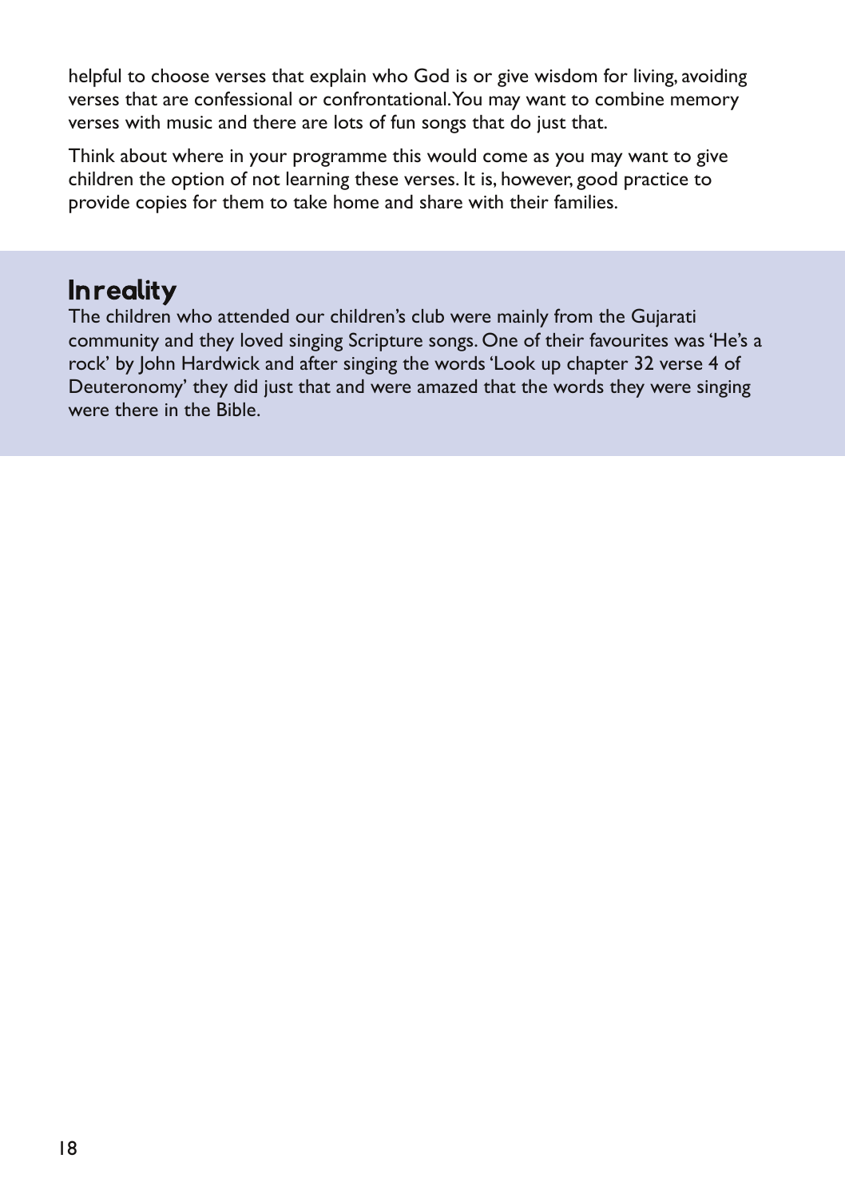helpful to choose verses that explain who God is or give wisdom for living, avoiding verses that are confessional or confrontational. You may want to combine memory verses with music and there are lots of fun songs that do just that.

Think about where in your programme this would come as you may want to give children the option of not learning these verses. It is, however, good practice to provide copies for them to take home and share with their families.

## In reality

The children who attended our children's club were mainly from the Gujarati community and they loved singing Scripture songs. One of their favourites was 'He's a rock' by John Hardwick and after singing the words 'Look up chapter 32 verse 4 of Deuteronomy' they did just that and were amazed that the words they were singing were there in the Bible.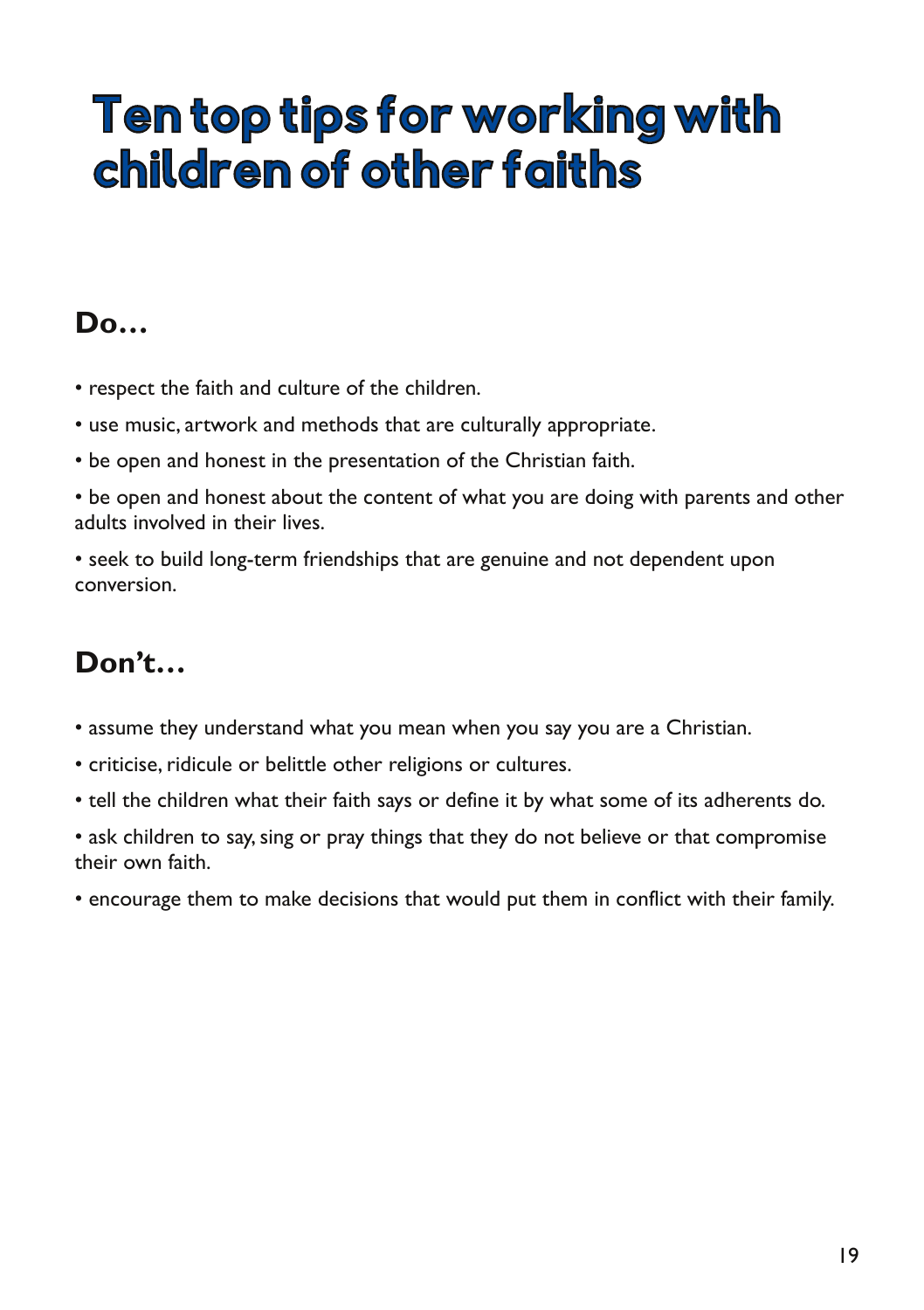# Ten top tips for working with children of other faiths

## Do…

- respect the faith and culture of the children.
- use music, artwork and methods that are culturally appropriate.
- be open and honest in the presentation of the Christian faith.
- be open and honest about the content of what you are doing with parents and other adults involved in their lives.
- seek to build long-term friendships that are genuine and not dependent upon conversion.

## Don't…

- assume they understand what you mean when you say you are a Christian.
- criticise, ridicule or belittle other religions or cultures.
- tell the children what their faith says or define it by what some of its adherents do.
- ask children to say, sing or pray things that they do not believe or that compromise their own faith.
- encourage them to make decisions that would put them in conflict with their family.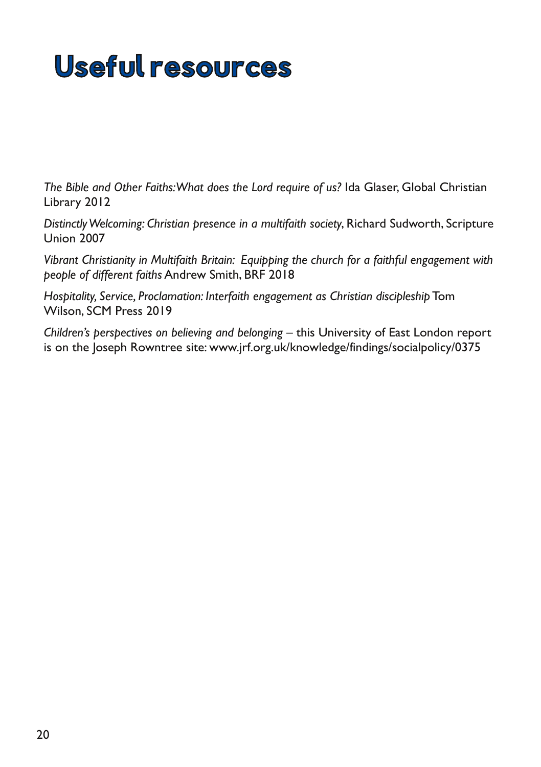# Useful resources

*The Bible and Other Faiths: What does the Lord require of us?* Ida Glaser, Global Christian Library 2012

*Distinctly Welcoming: Christian presence in a multifaith society*, Richard Sudworth, Scripture Union 2007

*Vibrant Christianity in Multifaith Britain: Equipping the church for a faithful engagement with people of different faiths* Andrew Smith, BRF 2018

*Hospitality, Service, Proclamation: Interfaith engagement as Christian discipleship* Tom Wilson, SCM Press 2019

*Children's perspectives on believing and belonging* – this University of East London report is on the Joseph Rowntree site: www.jrf.org.uk/knowledge/findings/socialpolicy/0375